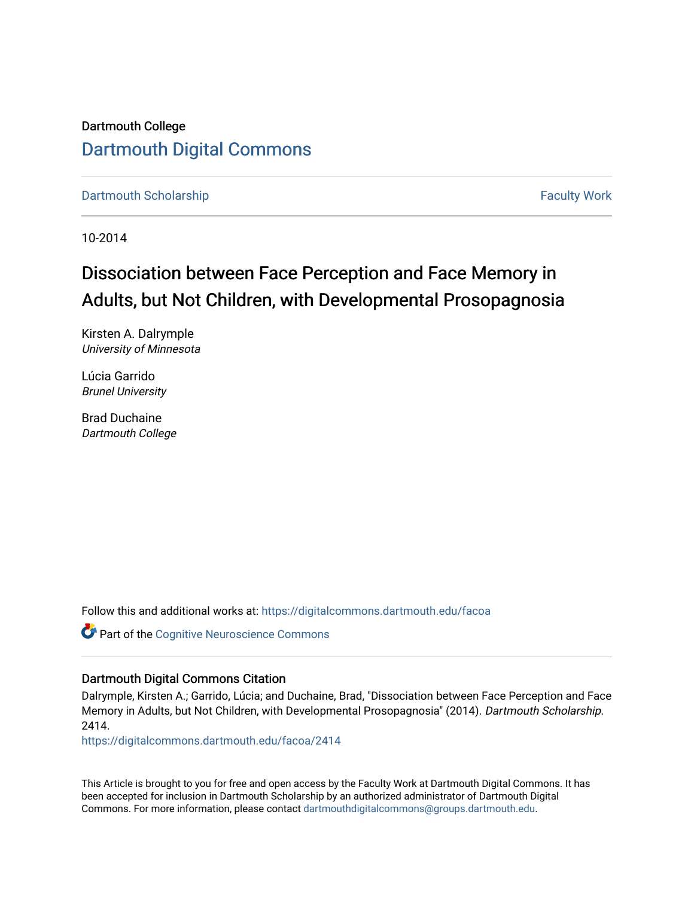Dartmouth College

# Dartmouth Digital Commons

Dartmouth Scholarship | Faculty Work

10-2014

## Dissociation between Face Perception and Face Memory in Adults, but Not Children, with Developmental Prosopagnosia

Kirsten A. Dalrymple
*University of Minnesota*

Lúcia Garrido
*Brunel University*

Brad Duchaine
*Dartmouth College*

Follow this and additional works at: https://digitalcommons.dartmouth.edu/facoa

Part of the Cognitive Neuroscience Commons

### Dartmouth Digital Commons Citation

Dalrymple, Kirsten A.; Garrido, Lúcia; and Duchaine, Brad, "Dissociation between Face Perception and Face Memory in Adults, but Not Children, with Developmental Prosopagnosia" (2014). *Dartmouth Scholarship*. 2414.
https://digitalcommons.dartmouth.edu/facoa/2414

This Article is brought to you for free and open access by the Faculty Work at Dartmouth Digital Commons. It has been accepted for inclusion in Dartmouth Scholarship by an authorized administrator of Dartmouth Digital Commons. For more information, please contact dartmouthdigitalcommons@groups.dartmouth.edu.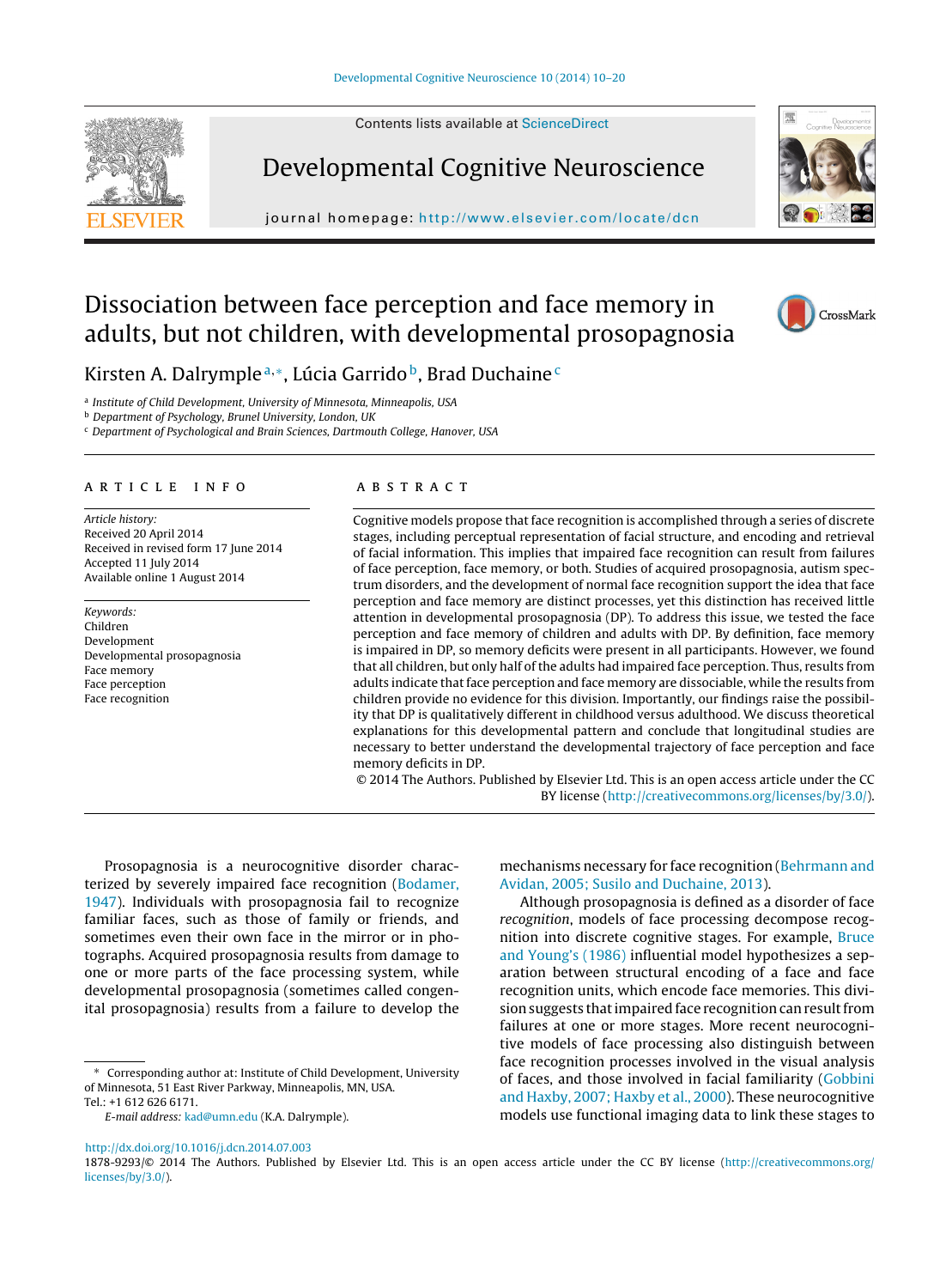# Dissociation between face perception and face memory in adults, but not children, with developmental prosopagnosia

Kirsten A. Dalrymple[a,*], Lúcia Garrido[b], Brad Duchaine[c]

[a] Institute of Child Development, University of Minnesota, Minneapolis, USA
[b] Department of Psychology, Brunel University, London, UK
[c] Department of Psychological and Brain Sciences, Dartmouth College, Hanover, USA

## ARTICLE INFO

*Article history:*
Received 20 April 2014
Received in revised form 17 June 2014
Accepted 11 July 2014
Available online 1 August 2014

*Keywords:*
Children
Development
Developmental prosopagnosia
Face memory
Face perception
Face recognition

## ABSTRACT

Cognitive models propose that face recognition is accomplished through a series of discrete stages, including perceptual representation of facial structure, and encoding and retrieval of facial information. This implies that impaired face recognition can result from failures of face perception, face memory, or both. Studies of acquired prosopagnosia, autism spectrum disorders, and the development of normal face recognition support the idea that face perception and face memory are distinct processes, yet this distinction has received little attention in developmental prosopagnosia (DP). To address this issue, we tested the face perception and face memory of children and adults with DP. By definition, face memory is impaired in DP, so memory deficits were present in all participants. However, we found that all children, but only half of the adults had impaired face perception. Thus, results from adults indicate that face perception and face memory are dissociable, while the results from children provide no evidence for this division. Importantly, our findings raise the possibility that DP is qualitatively different in childhood versus adulthood. We discuss theoretical explanations for this developmental pattern and conclude that longitudinal studies are necessary to better understand the developmental trajectory of face perception and face memory deficits in DP.

© 2014 The Authors. Published by Elsevier Ltd. This is an open access article under the CC BY license (http://creativecommons.org/licenses/by/3.0/).

Prosopagnosia is a neurocognitive disorder characterized by severely impaired face recognition (Bodamer, 1947). Individuals with prosopagnosia fail to recognize familiar faces, such as those of family or friends, and sometimes even their own face in the mirror or in photographs. Acquired prosopagnosia results from damage to one or more parts of the face processing system, while developmental prosopagnosia (sometimes called congenital prosopagnosia) results from a failure to develop the mechanisms necessary for face recognition (Behrmann and Avidan, 2005; Susilo and Duchaine, 2013).

Although prosopagnosia is defined as a disorder of face *recognition*, models of face processing decompose recognition into discrete cognitive stages. For example, Bruce and Young's (1986) influential model hypothesizes a separation between structural encoding of a face and face recognition units, which encode face memories. This division suggests that impaired face recognition can result from failures at one or more stages. More recent neurocognitive models of face processing also distinguish between face recognition processes involved in the visual analysis of faces, and those involved in facial familiarity (Gobbini and Haxby, 2007; Haxby et al., 2000). These neurocognitive models use functional imaging data to link these stages to

\* Corresponding author at: Institute of Child Development, University of Minnesota, 51 East River Parkway, Minneapolis, MN, USA.
Tel.: +1 612 626 6171.
*E-mail address:* kad@umn.edu (K.A. Dalrymple).

http://dx.doi.org/10.1016/j.dcn.2014.07.003
1878-9293/© 2014 The Authors. Published by Elsevier Ltd. This is an open access article under the CC BY license (http://creativecommons.org/licenses/by/3.0/).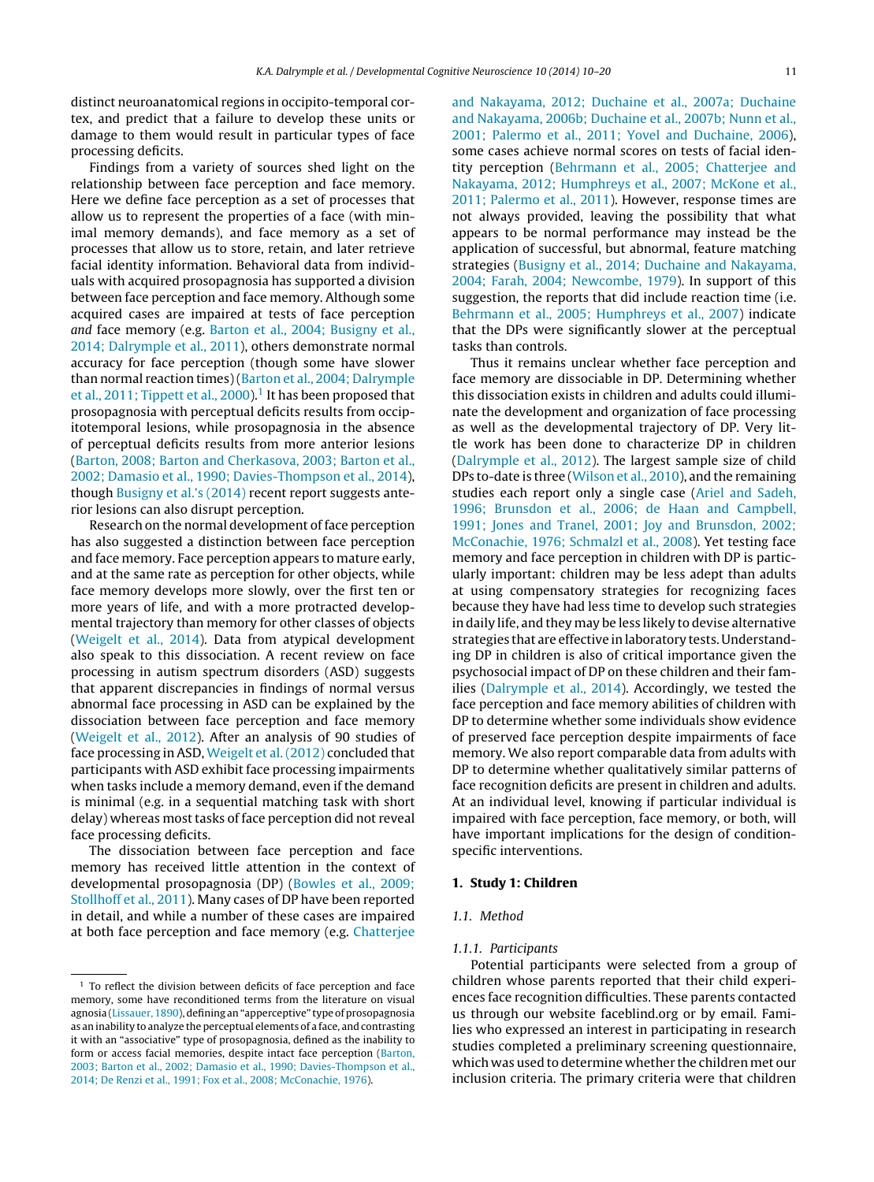distinct neuroanatomical regions in occipito-temporal cortex, and predict that a failure to develop these units or damage to them would result in particular types of face processing deficits.

Findings from a variety of sources shed light on the relationship between face perception and face memory. Here we define face perception as a set of processes that allow us to represent the properties of a face (with minimal memory demands), and face memory as a set of processes that allow us to store, retain, and later retrieve facial identity information. Behavioral data from individuals with acquired prosopagnosia has supported a division between face perception and face memory. Although some acquired cases are impaired at tests of face perception *and* face memory (e.g. Barton et al., 2004; Busigny et al., 2014; Dalrymple et al., 2011), others demonstrate normal accuracy for face perception (though some have slower than normal reaction times) (Barton et al., 2004; Dalrymple et al., 2011; Tippett et al., 2000).[1] It has been proposed that prosopagnosia with perceptual deficits results from occipitotemporal lesions, while prosopagnosia in the absence of perceptual deficits results from more anterior lesions (Barton, 2008; Barton and Cherkasova, 2003; Barton et al., 2002; Damasio et al., 1990; Davies-Thompson et al., 2014), though Busigny et al.'s (2014) recent report suggests anterior lesions can also disrupt perception.

Research on the normal development of face perception has also suggested a distinction between face perception and face memory. Face perception appears to mature early, and at the same rate as perception for other objects, while face memory develops more slowly, over the first ten or more years of life, and with a more protracted developmental trajectory than memory for other classes of objects (Weigelt et al., 2014). Data from atypical development also speak to this dissociation. A recent review on face processing in autism spectrum disorders (ASD) suggests that apparent discrepancies in findings of normal versus abnormal face processing in ASD can be explained by the dissociation between face perception and face memory (Weigelt et al., 2012). After an analysis of 90 studies of face processing in ASD, Weigelt et al. (2012) concluded that participants with ASD exhibit face processing impairments when tasks include a memory demand, even if the demand is minimal (e.g. in a sequential matching task with short delay) whereas most tasks of face perception did not reveal face processing deficits.

The dissociation between face perception and face memory has received little attention in the context of developmental prosopagnosia (DP) (Bowles et al., 2009; Stollhoff et al., 2011). Many cases of DP have been reported in detail, and while a number of these cases are impaired at both face perception and face memory (e.g. Chatterjee and Nakayama, 2012; Duchaine et al., 2007a; Duchaine and Nakayama, 2006b; Duchaine et al., 2007b; Nunn et al., 2001; Palermo et al., 2011; Yovel and Duchaine, 2006), some cases achieve normal scores on tests of facial identity perception (Behrmann et al., 2005; Chatterjee and Nakayama, 2012; Humphreys et al., 2007; McKone et al., 2011; Palermo et al., 2011). However, response times are not always provided, leaving the possibility that what appears to be normal performance may instead be the application of successful, but abnormal, feature matching strategies (Busigny et al., 2014; Duchaine and Nakayama, 2004; Farah, 2004; Newcombe, 1979). In support of this suggestion, the reports that did include reaction time (i.e. Behrmann et al., 2005; Humphreys et al., 2007) indicate that the DPs were significantly slower at the perceptual tasks than controls.

Thus it remains unclear whether face perception and face memory are dissociable in DP. Determining whether this dissociation exists in children and adults could illuminate the development and organization of face processing as well as the developmental trajectory of DP. Very little work has been done to characterize DP in children (Dalrymple et al., 2012). The largest sample size of child DPs to-date is three (Wilson et al., 2010), and the remaining studies each report only a single case (Ariel and Sadeh, 1996; Brunsdon et al., 2006; de Haan and Campbell, 1991; Jones and Tranel, 2001; Joy and Brunsdon, 2002; McConachie, 1976; Schmalzl et al., 2008). Yet testing face memory and face perception in children with DP is particularly important: children may be less adept than adults at using compensatory strategies for recognizing faces because they have had less time to develop such strategies in daily life, and they may be less likely to devise alternative strategies that are effective in laboratory tests. Understanding DP in children is also of critical importance given the psychosocial impact of DP on these children and their families (Dalrymple et al., 2014). Accordingly, we tested the face perception and face memory abilities of children with DP to determine whether some individuals show evidence of preserved face perception despite impairments of face memory. We also report comparable data from adults with DP to determine whether qualitatively similar patterns of face recognition deficits are present in children and adults. At an individual level, knowing if particular individual is impaired with face perception, face memory, or both, will have important implications for the design of condition-specific interventions.

## 1. Study 1: Children

### 1.1. Method

#### 1.1.1. Participants

Potential participants were selected from a group of children whose parents reported that their child experiences face recognition difficulties. These parents contacted us through our website faceblind.org or by email. Families who expressed an interest in participating in research studies completed a preliminary screening questionnaire, which was used to determine whether the children met our inclusion criteria. The primary criteria were that children

---

[1] To reflect the division between deficits of face perception and face memory, some have reconditioned terms from the literature on visual agnosia (Lissauer, 1890), defining an "apperceptive" type of prosopagnosia as an inability to analyze the perceptual elements of a face, and contrasting it with an "associative" type of prosopagnosia, defined as the inability to form or access facial memories, despite intact face perception (Barton, 2003; Barton et al., 2002; Damasio et al., 1990; Davies-Thompson et al., 2014; De Renzi et al., 1991; Fox et al., 2008; McConachie, 1976).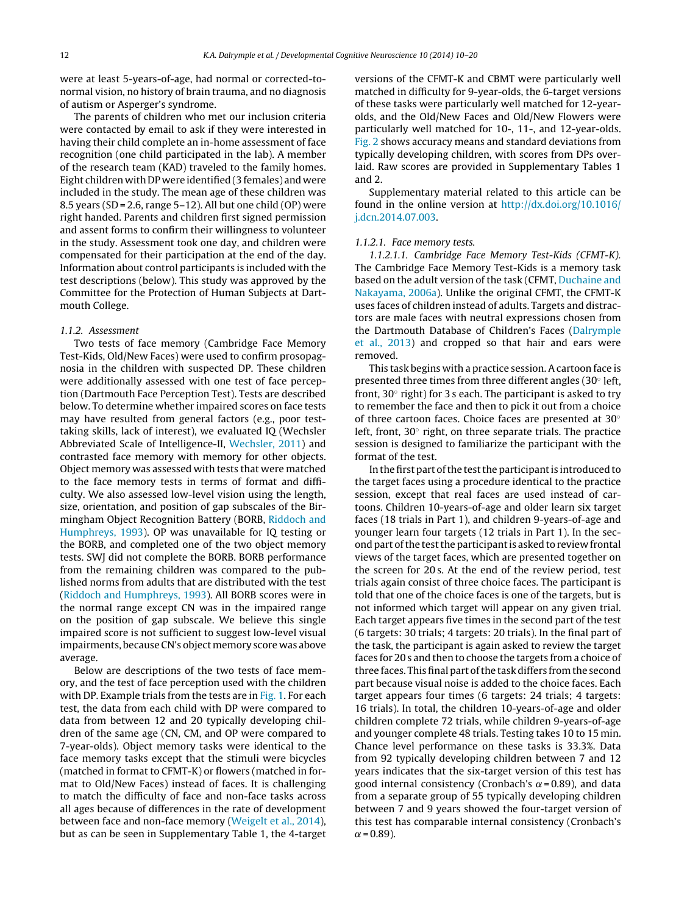were at least 5-years-of-age, had normal or corrected-to-normal vision, no history of brain trauma, and no diagnosis of autism or Asperger's syndrome.

The parents of children who met our inclusion criteria were contacted by email to ask if they were interested in having their child complete an in-home assessment of face recognition (one child participated in the lab). A member of the research team (KAD) traveled to the family homes. Eight children with DP were identified (3 females) and were included in the study. The mean age of these children was 8.5 years (SD = 2.6, range 5–12). All but one child (OP) were right handed. Parents and children first signed permission and assent forms to confirm their willingness to volunteer in the study. Assessment took one day, and children were compensated for their participation at the end of the day. Information about control participants is included with the test descriptions (below). This study was approved by the Committee for the Protection of Human Subjects at Dartmouth College.

#### 1.1.2. Assessment

Two tests of face memory (Cambridge Face Memory Test-Kids, Old/New Faces) were used to confirm prosopagnosia in the children with suspected DP. These children were additionally assessed with one test of face perception (Dartmouth Face Perception Test). Tests are described below. To determine whether impaired scores on face tests may have resulted from general factors (e.g., poor test-taking skills, lack of interest), we evaluated IQ (Wechsler Abbreviated Scale of Intelligence-II, Wechsler, 2011) and contrasted face memory with memory for other objects. Object memory was assessed with tests that were matched to the face memory tests in terms of format and difficulty. We also assessed low-level vision using the length, size, orientation, and position of gap subscales of the Birmingham Object Recognition Battery (BORB, Riddoch and Humphreys, 1993). OP was unavailable for IQ testing or the BORB, and completed one of the two object memory tests. SWJ did not complete the BORB. BORB performance from the remaining children was compared to the published norms from adults that are distributed with the test (Riddoch and Humphreys, 1993). All BORB scores were in the normal range except CN was in the impaired range on the position of gap subscale. We believe this single impaired score is not sufficient to suggest low-level visual impairments, because CN's object memory score was above average.

Below are descriptions of the two tests of face memory, and the test of face perception used with the children with DP. Example trials from the tests are in Fig. 1. For each test, the data from each child with DP were compared to data from between 12 and 20 typically developing children of the same age (CN, CM, and OP were compared to 7-year-olds). Object memory tasks were identical to the face memory tasks except that the stimuli were bicycles (matched in format to CFMT-K) or flowers (matched in format to Old/New Faces) instead of faces. It is challenging to match the difficulty of face and non-face tasks across all ages because of differences in the rate of development between face and non-face memory (Weigelt et al., 2014), but as can be seen in Supplementary Table 1, the 4-target versions of the CFMT-K and CBMT were particularly well matched in difficulty for 9-year-olds, the 6-target versions of these tasks were particularly well matched for 12-year-olds, and the Old/New Faces and Old/New Flowers were particularly well matched for 10-, 11-, and 12-year-olds. Fig. 2 shows accuracy means and standard deviations from typically developing children, with scores from DPs overlaid. Raw scores are provided in Supplementary Tables 1 and 2.

Supplementary material related to this article can be found in the online version at http://dx.doi.org/10.1016/j.dcn.2014.07.003.

##### 1.1.2.1. Face memory tests.

*1.1.2.1.1. Cambridge Face Memory Test-Kids (CFMT-K).* The Cambridge Face Memory Test-Kids is a memory task based on the adult version of the task (CFMT, Duchaine and Nakayama, 2006a). Unlike the original CFMT, the CFMT-K uses faces of children instead of adults. Targets and distractors are male faces with neutral expressions chosen from the Dartmouth Database of Children's Faces (Dalrymple et al., 2013) and cropped so that hair and ears were removed.

This task begins with a practice session. A cartoon face is presented three times from three different angles (30° left, front, 30° right) for 3 s each. The participant is asked to try to remember the face and then to pick it out from a choice of three cartoon faces. Choice faces are presented at 30° left, front, 30° right, on three separate trials. The practice session is designed to familiarize the participant with the format of the test.

In the first part of the test the participant is introduced to the target faces using a procedure identical to the practice session, except that real faces are used instead of cartoons. Children 10-years-of-age and older learn six target faces (18 trials in Part 1), and children 9-years-of-age and younger learn four targets (12 trials in Part 1). In the second part of the test the participant is asked to review frontal views of the target faces, which are presented together on the screen for 20 s. At the end of the review period, test trials again consist of three choice faces. The participant is told that one of the choice faces is one of the targets, but is not informed which target will appear on any given trial. Each target appears five times in the second part of the test (6 targets: 30 trials; 4 targets: 20 trials). In the final part of the task, the participant is again asked to review the target faces for 20 s and then to choose the targets from a choice of three faces. This final part of the task differs from the second part because visual noise is added to the choice faces. Each target appears four times (6 targets: 24 trials; 4 targets: 16 trials). In total, the children 10-years-of-age and older children complete 72 trials, while children 9-years-of-age and younger complete 48 trials. Testing takes 10 to 15 min. Chance level performance on these tasks is 33.3%. Data from 92 typically developing children between 7 and 12 years indicates that the six-target version of this test has good internal consistency (Cronbach's $\alpha = 0.89$), and data from a separate group of 55 typically developing children between 7 and 9 years showed the four-target version of this test has comparable internal consistency (Cronbach's $\alpha = 0.89$).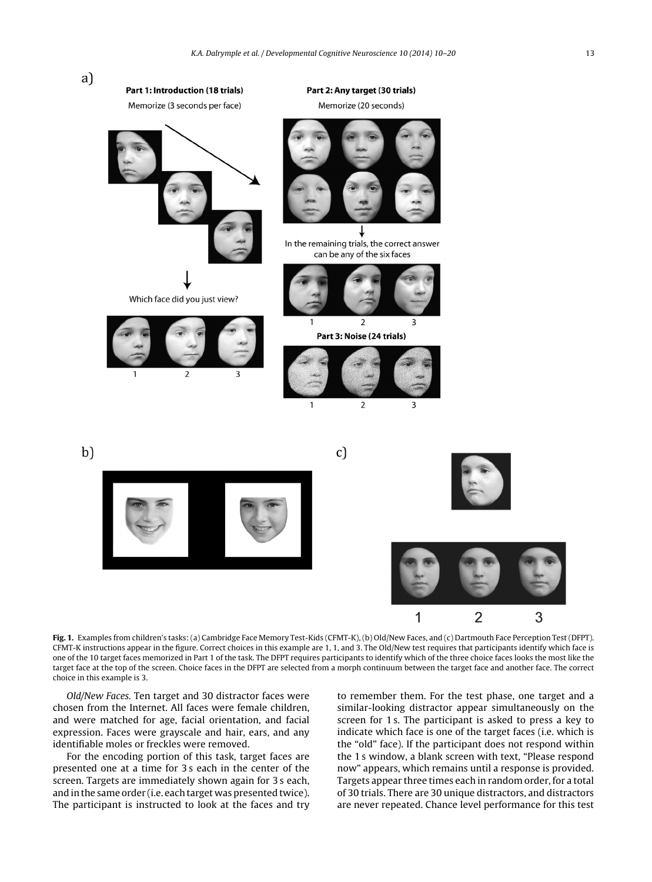**Fig. 1.** Examples from children's tasks: (a) Cambridge Face Memory Test-Kids (CFMT-K), (b) Old/New Faces, and (c) Dartmouth Face Perception Test (DFPT). CFMT-K instructions appear in the figure. Correct choices in this example are 1, 1, and 3. The Old/New test requires that participants identify which face is one of the 10 target faces memorized in Part 1 of the task. The DFPT requires participants to identify which of the three choice faces looks the most like the target face at the top of the screen. Choice faces in the DFPT are selected from a morph continuum between the target face and another face. The correct choice in this example is 3.

*Old/New Faces.* Ten target and 30 distractor faces were chosen from the Internet. All faces were female children, and were matched for age, facial orientation, and facial expression. Faces were grayscale and hair, ears, and any identifiable moles or freckles were removed.

For the encoding portion of this task, target faces are presented one at a time for 3 s each in the center of the screen. Targets are immediately shown again for 3 s each, and in the same order (i.e. each target was presented twice). The participant is instructed to look at the faces and try to remember them. For the test phase, one target and a similar-looking distractor appear simultaneously on the screen for 1 s. The participant is asked to press a key to indicate which face is one of the target faces (i.e. which is the "old" face). If the participant does not respond within the 1 s window, a blank screen with text, "Please respond now" appears, which remains until a response is provided. Targets appear three times each in random order, for a total of 30 trials. There are 30 unique distractors, and distractors are never repeated. Chance level performance for this test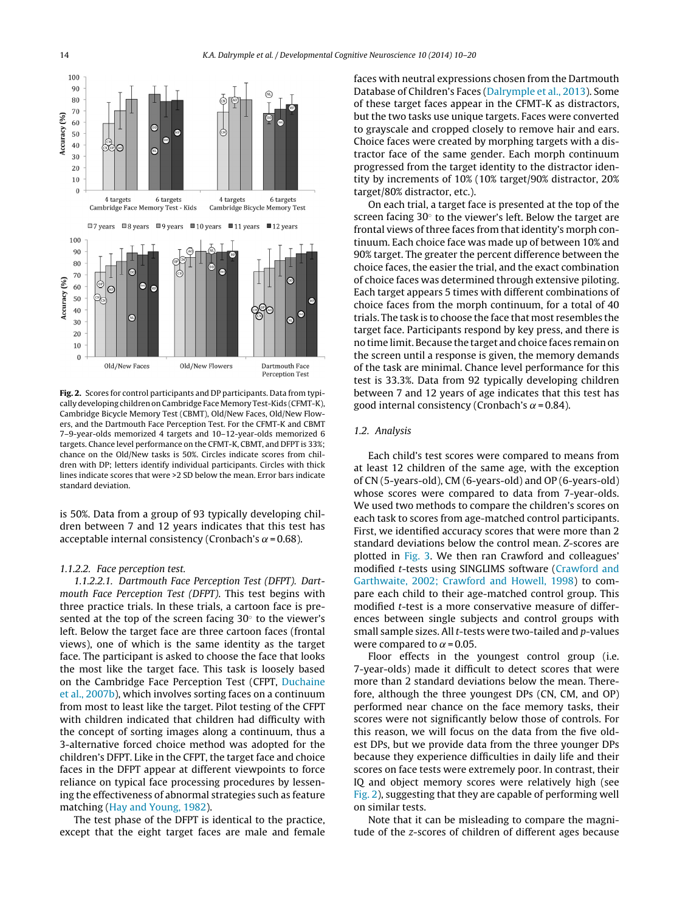**Fig. 2.** Scores for control participants and DP participants. Data from typically developing children on Cambridge Face Memory Test-Kids (CFMT-K), Cambridge Bicycle Memory Test (CBMT), Old/New Faces, Old/New Flowers, and the Dartmouth Face Perception Test. For the CFMT-K and CBMT 7–9-year-olds memorized 4 targets and 10–12-year-olds memorized 6 targets. Chance level performance on the CFMT-K, CBMT, and DFPT is 33%; chance on the Old/New tasks is 50%. Circles indicate scores from children with DP; letters identify individual participants. Circles with thick lines indicate scores that were >2 SD below the mean. Error bars indicate standard deviation.

is 50%. Data from a group of 93 typically developing children between 7 and 12 years indicates that this test has acceptable internal consistency (Cronbach's $\alpha = 0.68$).

*1.1.2.2. Face perception test.*

*1.1.2.2.1. Dartmouth Face Perception Test (DFPT). Dartmouth Face Perception Test (DFPT).* This test begins with three practice trials. In these trials, a cartoon face is presented at the top of the screen facing 30° to the viewer's left. Below the target face are three cartoon faces (frontal views), one of which is the same identity as the target face. The participant is asked to choose the face that looks the most like the target face. This task is loosely based on the Cambridge Face Perception Test (CFPT, Duchaine et al., 2007b), which involves sorting faces on a continuum from most to least like the target. Pilot testing of the CFPT with children indicated that children had difficulty with the concept of sorting images along a continuum, thus a 3-alternative forced choice method was adopted for the children's DFPT. Like in the CFPT, the target face and choice faces in the DFPT appear at different viewpoints to force reliance on typical face processing procedures by lessening the effectiveness of abnormal strategies such as feature matching (Hay and Young, 1982).

The test phase of the DFPT is identical to the practice, except that the eight target faces are male and female faces with neutral expressions chosen from the Dartmouth Database of Children's Faces (Dalrymple et al., 2013). Some of these target faces appear in the CFMT-K as distractors, but the two tasks use unique targets. Faces were converted to grayscale and cropped closely to remove hair and ears. Choice faces were created by morphing targets with a distractor face of the same gender. Each morph continuum progressed from the target identity to the distractor identity by increments of 10% (10% target/90% distractor, 20% target/80% distractor, etc.).

On each trial, a target face is presented at the top of the screen facing 30° to the viewer's left. Below the target are frontal views of three faces from that identity's morph continuum. Each choice face was made up of between 10% and 90% target. The greater the percent difference between the choice faces, the easier the trial, and the exact combination of choice faces was determined through extensive piloting. Each target appears 5 times with different combinations of choice faces from the morph continuum, for a total of 40 trials. The task is to choose the face that most resembles the target face. Participants respond by key press, and there is no time limit. Because the target and choice faces remain on the screen until a response is given, the memory demands of the task are minimal. Chance level performance for this test is 33.3%. Data from 92 typically developing children between 7 and 12 years of age indicates that this test has good internal consistency (Cronbach's $\alpha = 0.84$).

### 1.2. Analysis

Each child's test scores were compared to means from at least 12 children of the same age, with the exception of CN (5-years-old), CM (6-years-old) and OP (6-years-old) whose scores were compared to data from 7-year-olds. We used two methods to compare the children's scores on each task to scores from age-matched control participants. First, we identified accuracy scores that were more than 2 standard deviations below the control mean. Z-scores are plotted in Fig. 3. We then ran Crawford and colleagues' modified *t*-tests using SINGLIMS software (Crawford and Garthwaite, 2002; Crawford and Howell, 1998) to compare each child to their age-matched control group. This modified *t*-test is a more conservative measure of differences between single subjects and control groups with small sample sizes. All *t*-tests were two-tailed and *p*-values were compared to $\alpha = 0.05$.

Floor effects in the youngest control group (i.e. 7-year-olds) made it difficult to detect scores that were more than 2 standard deviations below the mean. Therefore, although the three youngest DPs (CN, CM, and OP) performed near chance on the face memory tasks, their scores were not significantly below those of controls. For this reason, we will focus on the data from the five oldest DPs, but we provide data from the three younger DPs because they experience difficulties in daily life and their scores on face tests were extremely poor. In contrast, their IQ and object memory scores were relatively high (see Fig. 2), suggesting that they are capable of performing well on similar tests.

Note that it can be misleading to compare the magnitude of the z-scores of children of different ages because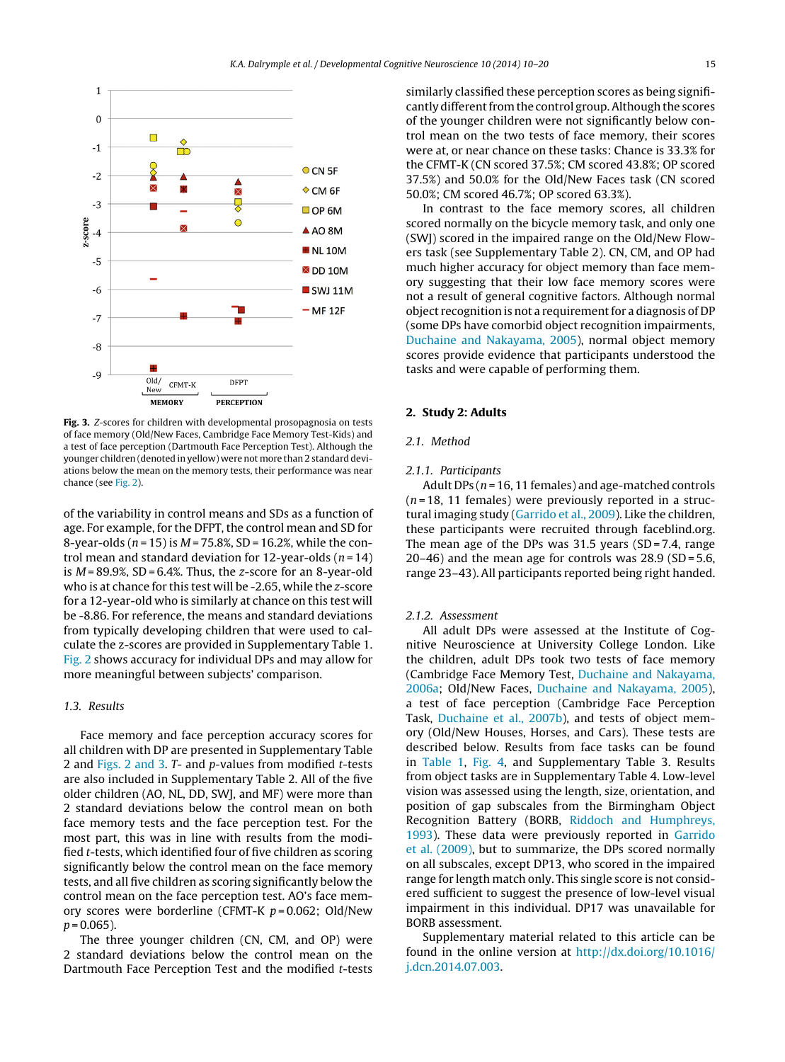**Fig. 3.** *Z*-scores for children with developmental prosopagnosia on tests of face memory (Old/New Faces, Cambridge Face Memory Test-Kids) and a test of face perception (Dartmouth Face Perception Test). Although the younger children (denoted in yellow) were not more than 2 standard deviations below the mean on the memory tests, their performance was near chance (see Fig. 2).

of the variability in control means and SDs as a function of age. For example, for the DFPT, the control mean and SD for 8-year-olds ($n = 15$) is $M = 75.8\%$, SD = 16.2%, while the control mean and standard deviation for 12-year-olds ($n = 14$) is $M = 89.9\%$, SD = 6.4%. Thus, the *z*-score for an 8-year-old who is at chance for this test will be -2.65, while the *z*-score for a 12-year-old who is similarly at chance on this test will be -8.86. For reference, the means and standard deviations from typically developing children that were used to calculate the z-scores are provided in Supplementary Table 1. Fig. 2 shows accuracy for individual DPs and may allow for more meaningful between subjects' comparison.

### 1.3. Results

Face memory and face perception accuracy scores for all children with DP are presented in Supplementary Table 2 and Figs. 2 and 3. *T*- and *p*-values from modified *t*-tests are also included in Supplementary Table 2. All of the five older children (AO, NL, DD, SWJ, and MF) were more than 2 standard deviations below the control mean on both face memory tests and the face perception test. For the most part, this was in line with results from the modified *t*-tests, which identified four of five children as scoring significantly below the control mean on the face memory tests, and all five children as scoring significantly below the control mean on the face perception test. AO's face memory scores were borderline (CFMT-K $p = 0.062$; Old/New $p = 0.065$).

The three younger children (CN, CM, and OP) were 2 standard deviations below the control mean on the Dartmouth Face Perception Test and the modified *t*-tests similarly classified these perception scores as being significantly different from the control group. Although the scores of the younger children were not significantly below control mean on the two tests of face memory, their scores were at, or near chance on these tasks: Chance is 33.3% for the CFMT-K (CN scored 37.5%; CM scored 43.8%; OP scored 37.5%) and 50.0% for the Old/New Faces task (CN scored 50.0%; CM scored 46.7%; OP scored 63.3%).

In contrast to the face memory scores, all children scored normally on the bicycle memory task, and only one (SWJ) scored in the impaired range on the Old/New Flowers task (see Supplementary Table 2). CN, CM, and OP had much higher accuracy for object memory than face memory suggesting that their low face memory scores were not a result of general cognitive factors. Although normal object recognition is not a requirement for a diagnosis of DP (some DPs have comorbid object recognition impairments, Duchaine and Nakayama, 2005), normal object memory scores provide evidence that participants understood the tasks and were capable of performing them.

## 2. Study 2: Adults

### 2.1. Method

#### 2.1.1. Participants

Adult DPs ($n = 16$, 11 females) and age-matched controls ($n = 18$, 11 females) were previously reported in a structural imaging study (Garrido et al., 2009). Like the children, these participants were recruited through faceblind.org. The mean age of the DPs was 31.5 years (SD = 7.4, range 20–46) and the mean age for controls was 28.9 (SD = 5.6, range 23–43). All participants reported being right handed.

#### 2.1.2. Assessment

All adult DPs were assessed at the Institute of Cognitive Neuroscience at University College London. Like the children, adult DPs took two tests of face memory (Cambridge Face Memory Test, Duchaine and Nakayama, 2006a; Old/New Faces, Duchaine and Nakayama, 2005), a test of face perception (Cambridge Face Perception Task, Duchaine et al., 2007b), and tests of object memory (Old/New Houses, Horses, and Cars). These tests are described below. Results from face tasks can be found in Table 1, Fig. 4, and Supplementary Table 3. Results from object tasks are in Supplementary Table 4. Low-level vision was assessed using the length, size, orientation, and position of gap subscales from the Birmingham Object Recognition Battery (BORB, Riddoch and Humphreys, 1993). These data were previously reported in Garrido et al. (2009), but to summarize, the DPs scored normally on all subscales, except DP13, who scored in the impaired range for length match only. This single score is not considered sufficient to suggest the presence of low-level visual impairment in this individual. DP17 was unavailable for BORB assessment.

Supplementary material related to this article can be found in the online version at http://dx.doi.org/10.1016/j.dcn.2014.07.003.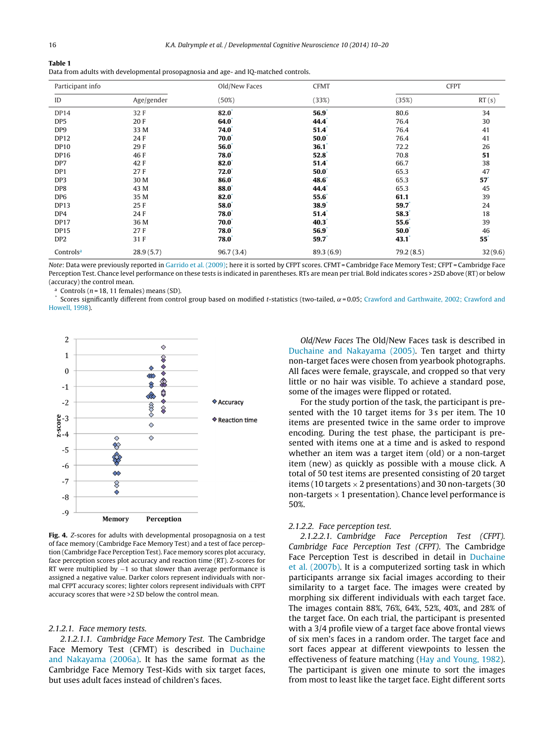**Table 1**
Data from adults with developmental prosopagnosia and age- and IQ-matched controls.

| Participant info | | Old/New Faces | CFMT | CFPT | |
|---|---|---|---|---|---|
| ID | Age/gender | (50%) | (33%) | (35%) | RT (s) |
| DP14 | 32 F | **82.0**\* | **56.9**\* | 80.6 | 34 |
| DP5 | 20 F | **64.0**\* | **44.4**\* | 76.4 | 30 |
| DP9 | 33 M | **74.0**\* | **51.4**\* | 76.4 | 41 |
| DP12 | 24 F | **70.0**\* | **50.0**\* | 76.4 | 41 |
| DP10 | 29 F | **56.0**\* | **36.1**\* | 72.2 | 26 |
| DP16 | 46 F | **78.0**\* | **52.8**\* | 70.8 | **51** |
| DP7 | 42 F | **82.0**\* | **51.4**\* | 66.7 | 38 |
| DP1 | 27 F | **72.0**\* | **50.0**\* | 65.3 | 47 |
| DP3 | 30 M | **86.0**\* | **48.6**\* | 65.3 | **57**\* |
| DP8 | 43 M | **88.0**\* | **44.4**\* | 65.3 | 45 |
| DP6 | 35 M | **82.0**\* | **55.6**\* | **61.1** | 39 |
| DP13 | 25 F | **58.0**\* | **38.9**\* | **59.7**\* | 24 |
| DP4 | 24 F | **78.0**\* | **51.4**\* | **58.3**\* | 18 |
| DP17 | 36 M | **70.0**\* | **40.3**\* | **55.6**\* | 39 |
| DP15 | 27 F | **78.0**\* | **56.9**\* | **50.0**\* | 46 |
| DP2 | 31 F | **78.0**\* | **59.7**\* | **43.1**\* | **55**\* |
| Controls[a] | 28.9 (5.7) | 96.7 (3.4) | 89.3 (6.9) | 79.2 (8.5) | 32 (9.6) |

*Note*: Data were previously reported in Garrido et al. (2009); here it is sorted by CFPT scores. CFMT = Cambridge Face Memory Test; CFPT = Cambridge Face Perception Test. Chance level performance on these tests is indicated in parentheses. RTs are mean per trial. Bold indicates scores > 2SD above (RT) or below (accuracy) the control mean.

[a] Controls ($n = 18$, 11 females) means (SD).

\* Scores significantly different from control group based on modified $t$-statistics (two-tailed, $\alpha = 0.05$; Crawford and Garthwaite, 2002; Crawford and Howell, 1998).

**Fig. 4.** *Z*-scores for adults with developmental prosopagnosia on a test of face memory (Cambridge Face Memory Test) and a test of face perception (Cambridge Face Perception Test). Face memory scores plot accuracy, face perception scores plot accuracy and reaction time (RT). Z-scores for RT were multiplied by −1 so that slower than average performance is assigned a negative value. Darker colors represent individuals with normal CFPT accuracy scores; lighter colors represent individuals with CFPT accuracy scores that were >2 SD below the control mean.

#### 2.1.2.1. Face memory tests.

*2.1.2.1.1. Cambridge Face Memory Test.* The Cambridge Face Memory Test (CFMT) is described in Duchaine and Nakayama (2006a). It has the same format as the Cambridge Face Memory Test-Kids with six target faces, but uses adult faces instead of children's faces.

*Old/New Faces* The Old/New Faces task is described in Duchaine and Nakayama (2005). Ten target and thirty non-target faces were chosen from yearbook photographs. All faces were female, grayscale, and cropped so that very little or no hair was visible. To achieve a standard pose, some of the images were flipped or rotated.

For the study portion of the task, the participant is presented with the 10 target items for 3 s per item. The 10 items are presented twice in the same order to improve encoding. During the test phase, the participant is presented with items one at a time and is asked to respond whether an item was a target item (old) or a non-target item (new) as quickly as possible with a mouse click. A total of 50 test items are presented consisting of 20 target items (10 targets × 2 presentations) and 30 non-targets (30 non-targets × 1 presentation). Chance level performance is 50%.

#### 2.1.2.2. Face perception test.

*2.1.2.2.1. Cambridge Face Perception Test (CFPT).* *Cambridge Face Perception Test (CFPT).* The Cambridge Face Perception Test is described in detail in Duchaine et al. (2007b). It is a computerized sorting task in which participants arrange six facial images according to their similarity to a target face. The images were created by morphing six different individuals with each target face. The images contain 88%, 76%, 64%, 52%, 40%, and 28% of the target face. On each trial, the participant is presented with a 3/4 profile view of a target face above frontal views of six men's faces in a random order. The target face and sort faces appear at different viewpoints to lessen the effectiveness of feature matching (Hay and Young, 1982). The participant is given one minute to sort the images from most to least like the target face. Eight different sorts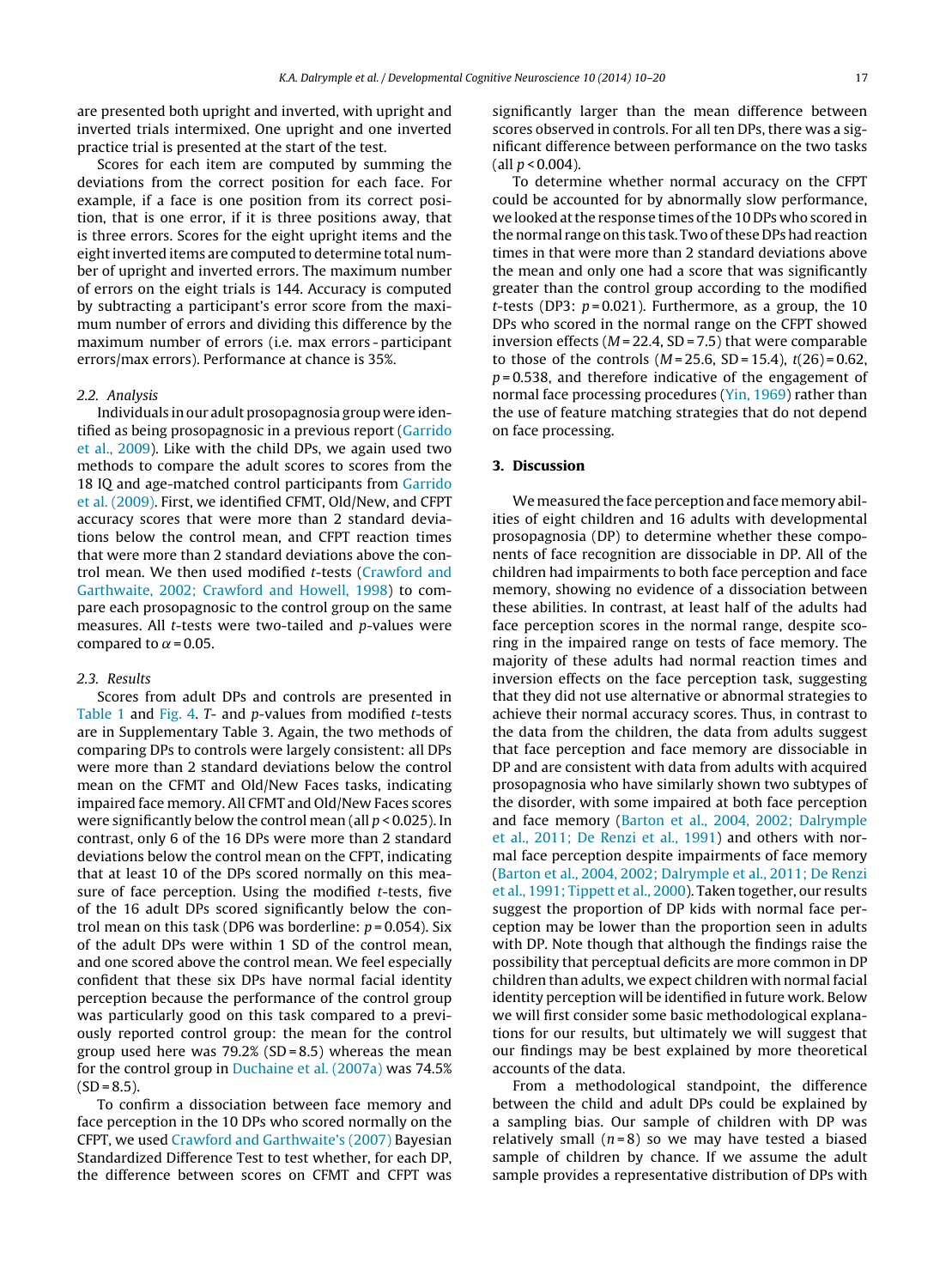are presented both upright and inverted, with upright and inverted trials intermixed. One upright and one inverted practice trial is presented at the start of the test.

Scores for each item are computed by summing the deviations from the correct position for each face. For example, if a face is one position from its correct position, that is one error, if it is three positions away, that is three errors. Scores for the eight upright items and the eight inverted items are computed to determine total number of upright and inverted errors. The maximum number of errors on the eight trials is 144. Accuracy is computed by subtracting a participant's error score from the maximum number of errors and dividing this difference by the maximum number of errors (i.e. max errors - participant errors/max errors). Performance at chance is 35%.

### 2.2. Analysis

Individuals in our adult prosopagnosia group were identified as being prosopagnosic in a previous report (Garrido et al., 2009). Like with the child DPs, we again used two methods to compare the adult scores to scores from the 18 IQ and age-matched control participants from Garrido et al. (2009). First, we identified CFMT, Old/New, and CFPT accuracy scores that were more than 2 standard deviations below the control mean, and CFPT reaction times that were more than 2 standard deviations above the control mean. We then used modified *t*-tests (Crawford and Garthwaite, 2002; Crawford and Howell, 1998) to compare each prosopagnosic to the control group on the same measures. All *t*-tests were two-tailed and *p*-values were compared to $\alpha = 0.05$.

### 2.3. Results

Scores from adult DPs and controls are presented in Table 1 and Fig. 4. *T*- and *p*-values from modified *t*-tests are in Supplementary Table 3. Again, the two methods of comparing DPs to controls were largely consistent: all DPs were more than 2 standard deviations below the control mean on the CFMT and Old/New Faces tasks, indicating impaired face memory. All CFMT and Old/New Faces scores were significantly below the control mean (all $p < 0.025$). In contrast, only 6 of the 16 DPs were more than 2 standard deviations below the control mean on the CFPT, indicating that at least 10 of the DPs scored normally on this measure of face perception. Using the modified *t*-tests, five of the 16 adult DPs scored significantly below the control mean on this task (DP6 was borderline: $p = 0.054$). Six of the adult DPs were within 1 SD of the control mean, and one scored above the control mean. We feel especially confident that these six DPs have normal facial identity perception because the performance of the control group was particularly good on this task compared to a previously reported control group: the mean for the control group used here was 79.2% (SD = 8.5) whereas the mean for the control group in Duchaine et al. (2007a) was 74.5% (SD = 8.5).

To confirm a dissociation between face memory and face perception in the 10 DPs who scored normally on the CFPT, we used Crawford and Garthwaite's (2007) Bayesian Standardized Difference Test to test whether, for each DP, the difference between scores on CFMT and CFPT was significantly larger than the mean difference between scores observed in controls. For all ten DPs, there was a significant difference between performance on the two tasks (all $p < 0.004$).

To determine whether normal accuracy on the CFPT could be accounted for by abnormally slow performance, we looked at the response times of the 10 DPs who scored in the normal range on this task. Two of these DPs had reaction times in that were more than 2 standard deviations above the mean and only one had a score that was significantly greater than the control group according to the modified *t*-tests (DP3: $p = 0.021$). Furthermore, as a group, the 10 DPs who scored in the normal range on the CFPT showed inversion effects ($M = 22.4$, SD = 7.5) that were comparable to those of the controls ($M = 25.6$, SD = 15.4), $t(26) = 0.62$, $p = 0.538$, and therefore indicative of the engagement of normal face processing procedures (Yin, 1969) rather than the use of feature matching strategies that do not depend on face processing.

## 3. Discussion

We measured the face perception and face memory abilities of eight children and 16 adults with developmental prosopagnosia (DP) to determine whether these components of face recognition are dissociable in DP. All of the children had impairments to both face perception and face memory, showing no evidence of a dissociation between these abilities. In contrast, at least half of the adults had face perception scores in the normal range, despite scoring in the impaired range on tests of face memory. The majority of these adults had normal reaction times and inversion effects on the face perception task, suggesting that they did not use alternative or abnormal strategies to achieve their normal accuracy scores. Thus, in contrast to the data from the children, the data from adults suggest that face perception and face memory are dissociable in DP and are consistent with data from adults with acquired prosopagnosia who have similarly shown two subtypes of the disorder, with some impaired at both face perception and face memory (Barton et al., 2004, 2002; Dalrymple et al., 2011; De Renzi et al., 1991) and others with normal face perception despite impairments of face memory (Barton et al., 2004, 2002; Dalrymple et al., 2011; De Renzi et al., 1991; Tippett et al., 2000). Taken together, our results suggest the proportion of DP kids with normal face perception may be lower than the proportion seen in adults with DP. Note though that although the findings raise the possibility that perceptual deficits are more common in DP children than adults, we expect children with normal facial identity perception will be identified in future work. Below we will first consider some basic methodological explanations for our results, but ultimately we will suggest that our findings may be best explained by more theoretical accounts of the data.

From a methodological standpoint, the difference between the child and adult DPs could be explained by a sampling bias. Our sample of children with DP was relatively small ($n = 8$) so we may have tested a biased sample of children by chance. If we assume the adult sample provides a representative distribution of DPs with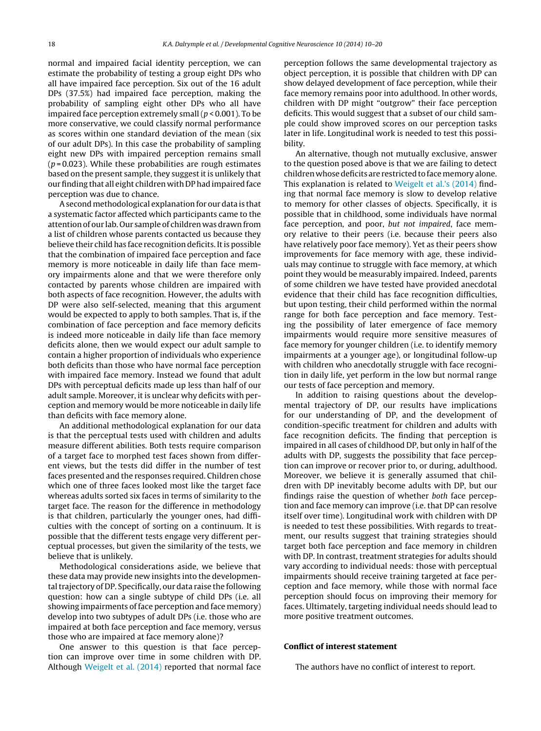normal and impaired facial identity perception, we can estimate the probability of testing a group eight DPs who all have impaired face perception. Six out of the 16 adult DPs (37.5%) had impaired face perception, making the probability of sampling eight other DPs who all have impaired face perception extremely small ($p < 0.001$). To be more conservative, we could classify normal performance as scores within one standard deviation of the mean (six of our adult DPs). In this case the probability of sampling eight new DPs with impaired perception remains small ($p = 0.023$). While these probabilities are rough estimates based on the present sample, they suggest it is unlikely that our finding that all eight children with DP had impaired face perception was due to chance.

A second methodological explanation for our data is that a systematic factor affected which participants came to the attention of our lab. Our sample of children was drawn from a list of children whose parents contacted us because they believe their child has face recognition deficits. It is possible that the combination of impaired face perception and face memory is more noticeable in daily life than face memory impairments alone and that we were therefore only contacted by parents whose children are impaired with both aspects of face recognition. However, the adults with DP were also self-selected, meaning that this argument would be expected to apply to both samples. That is, if the combination of face perception and face memory deficits is indeed more noticeable in daily life than face memory deficits alone, then we would expect our adult sample to contain a higher proportion of individuals who experience both deficits than those who have normal face perception with impaired face memory. Instead we found that adult DPs with perceptual deficits made up less than half of our adult sample. Moreover, it is unclear why deficits with perception and memory would be more noticeable in daily life than deficits with face memory alone.

An additional methodological explanation for our data is that the perceptual tests used with children and adults measure different abilities. Both tests require comparison of a target face to morphed test faces shown from different views, but the tests did differ in the number of test faces presented and the responses required. Children chose which one of three faces looked most like the target face whereas adults sorted six faces in terms of similarity to the target face. The reason for the difference in methodology is that children, particularly the younger ones, had difficulties with the concept of sorting on a continuum. It is possible that the different tests engage very different perceptual processes, but given the similarity of the tests, we believe that is unlikely.

Methodological considerations aside, we believe that these data may provide new insights into the developmental trajectory of DP. Specifically, our data raise the following question: how can a single subtype of child DPs (i.e. all showing impairments of face perception and face memory) develop into two subtypes of adult DPs (i.e. those who are impaired at both face perception and face memory, versus those who are impaired at face memory alone)?

One answer to this question is that face perception can improve over time in some children with DP. Although Weigelt et al. (2014) reported that normal face perception follows the same developmental trajectory as object perception, it is possible that children with DP can show delayed development of face perception, while their face memory remains poor into adulthood. In other words, children with DP might "outgrow" their face perception deficits. This would suggest that a subset of our child sample could show improved scores on our perception tasks later in life. Longitudinal work is needed to test this possibility.

An alternative, though not mutually exclusive, answer to the question posed above is that we are failing to detect children whose deficits are restricted to face memory alone. This explanation is related to Weigelt et al.'s (2014) finding that normal face memory is slow to develop relative to memory for other classes of objects. Specifically, it is possible that in childhood, some individuals have normal face perception, and poor, *but not impaired*, face memory relative to their peers (i.e. because their peers also have relatively poor face memory). Yet as their peers show improvements for face memory with age, these individuals may continue to struggle with face memory, at which point they would be measurably impaired. Indeed, parents of some children we have tested have provided anecdotal evidence that their child has face recognition difficulties, but upon testing, their child performed within the normal range for both face perception and face memory. Testing the possibility of later emergence of face memory impairments would require more sensitive measures of face memory for younger children (i.e. to identify memory impairments at a younger age), or longitudinal follow-up with children who anecdotally struggle with face recognition in daily life, yet perform in the low but normal range our tests of face perception and memory.

In addition to raising questions about the developmental trajectory of DP, our results have implications for our understanding of DP, and the development of condition-specific treatment for children and adults with face recognition deficits. The finding that perception is impaired in all cases of childhood DP, but only in half of the adults with DP, suggests the possibility that face perception can improve or recover prior to, or during, adulthood. Moreover, we believe it is generally assumed that children with DP inevitably become adults with DP, but our findings raise the question of whether *both* face perception and face memory can improve (i.e. that DP can resolve itself over time). Longitudinal work with children with DP is needed to test these possibilities. With regards to treatment, our results suggest that training strategies should target both face perception and face memory in children with DP. In contrast, treatment strategies for adults should vary according to individual needs: those with perceptual impairments should receive training targeted at face perception and face memory, while those with normal face perception should focus on improving their memory for faces. Ultimately, targeting individual needs should lead to more positive treatment outcomes.

## Conflict of interest statement

The authors have no conflict of interest to report.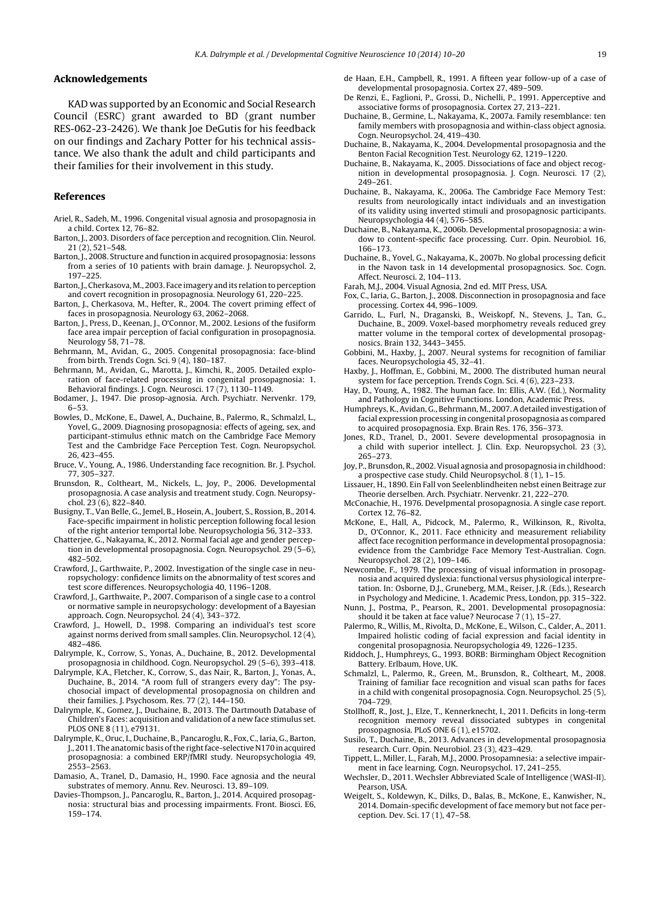## Acknowledgements

KAD was supported by an Economic and Social Research Council (ESRC) grant awarded to BD (grant number RES-062-23-2426). We thank Joe DeGutis for his feedback on our findings and Zachary Potter for his technical assistance. We also thank the adult and child participants and their families for their involvement in this study.

## References

Ariel, R., Sadeh, M., 1996. Congenital visual agnosia and prosopagnosia in a child. Cortex 12, 76–82.

Barton, J., 2003. Disorders of face perception and recognition. Clin. Neurol. 21 (2), 521–548.

Barton, J., 2008. Structure and function in acquired prosopagnosia: lessons from a series of 10 patients with brain damage. J. Neuropsychol. 2, 197–225.

Barton, J., Cherkasova, M., 2003. Face imagery and its relation to perception and covert recognition in prosopagnosia. Neurology 61, 220–225.

Barton, J., Cherkasova, M., Hefter, R., 2004. The covert priming effect of faces in prosopagnosia. Neurology 63, 2062–2068.

Barton, J., Press, D., Keenan, J., O'Connor, M., 2002. Lesions of the fusiform face area impair perception of facial configuration in prosopagnosia. Neurology 58, 71–78.

Behrmann, M., Avidan, G., 2005. Congenital prosopagnosia: face-blind from birth. Trends Cogn. Sci. 9 (4), 180–187.

Behrmann, M., Avidan, G., Marotta, J., Kimchi, R., 2005. Detailed exploration of face-related processing in congenital prosopagnosia: 1. Behavioral findings. J. Cogn. Neurosci. 17 (7), 1130–1149.

Bodamer, J., 1947. Die prosop-agnosia. Arch. Psychiatr. Nervenkr. 179, 6–53.

Bowles, D., McKone, E., Dawel, A., Duchaine, B., Palermo, R., Schmalzl, L., Yovel, G., 2009. Diagnosing prosopagnosia: effects of ageing, sex, and participant-stimulus ethnic match on the Cambridge Face Memory Test and the Cambridge Face Perception Test. Cogn. Neuropsychol. 26, 423–455.

Bruce, V., Young, A., 1986. Understanding face recognition. Br. J. Psychol. 77, 305–327.

Brunsdon, R., Coltheart, M., Nickels, L., Joy, P., 2006. Developmental prosopagnosia. A case analysis and treatment study. Cogn. Neuropsychol. 23 (6), 822–840.

Busigny, T., Van Belle, G., Jemel, B., Hosein, A., Joubert, S., Rossion, B., 2014. Face-specific impairment in holistic perception following focal lesion of the right anterior temporal lobe. Neuropsychologia 56, 312–333.

Chatterjee, G., Nakayama, K., 2012. Normal facial age and gender perception in developmental prosopagnosia. Cogn. Neuropsychol. 29 (5–6), 482–502.

Crawford, J., Garthwaite, P., 2002. Investigation of the single case in neuropsychology: confidence limits on the abnormality of test scores and test score differences. Neuropsychologia 40, 1196–1208.

Crawford, J., Garthwaite, P., 2007. Comparison of a single case to a control or normative sample in neuropsychology: development of a Bayesian approach. Cogn. Neuropsychol. 24 (4), 343–372.

Crawford, J., Howell, D., 1998. Comparing an individual's test score against norms derived from small samples. Clin. Neuropsychol. 12 (4), 482–486.

Dalrymple, K., Corrow, S., Yonas, A., Duchaine, B., 2012. Developmental prosopagnosia in childhood. Cogn. Neuropsychol. 29 (5–6), 393–418.

Dalrymple, K.A., Fletcher, K., Corrow, S., das Nair, R., Barton, J., Yonas, A., Duchaine, B., 2014. "A room full of strangers every day": The psychosocial impact of developmental prosopagnosia on children and their families. J. Psychosom. Res. 77 (2), 144–150.

Dalrymple, K., Gomez, J., Duchaine, B., 2013. The Dartmouth Database of Children's Faces: acquisition and validation of a new face stimulus set. PLOS ONE 8 (11), e79131.

Dalrymple, K., Oruc, I., Duchaine, B., Pancaroglu, R., Fox, C., Iaria, G., Barton, J., 2011. The anatomic basis of the right face-selective N170 in acquired prosopagnosia: a combined ERP/fMRI study. Neuropsychologia 49, 2553–2563.

Damasio, A., Tranel, D., Damasio, H., 1990. Face agnosia and the neural substrates of memory. Annu. Rev. Neurosci. 13, 89–109.

Davies-Thompson, J., Pancaroglu, R., Barton, J., 2014. Acquired prosopagnosia: structural bias and processing impairments. Front. Biosci. E6, 159–174.

de Haan, E.H., Campbell, R., 1991. A fifteen year follow-up of a case of developmental prosopagnosia. Cortex 27, 489–509.

De Renzi, E., Faglioni, P., Grossi, D., Nichelli, P., 1991. Apperceptive and associative forms of prosopagnosia. Cortex 27, 213–221.

Duchaine, B., Germine, L., Nakayama, K., 2007a. Family resemblance: ten family members with prosopagnosia and within-class object agnosia. Cogn. Neuropsychol. 24, 419–430.

Duchaine, B., Nakayama, K., 2004. Developmental prosopagnosia and the Benton Facial Recognition Test. Neurology 62, 1219–1220.

Duchaine, B., Nakayama, K., 2005. Dissociations of face and object recognition in developmental prosopagnosia. J. Cogn. Neurosci. 17 (2), 249–261.

Duchaine, B., Nakayama, K., 2006a. The Cambridge Face Memory Test: results from neurologically intact individuals and an investigation of its validity using inverted stimuli and prosopagnosic participants. Neuropsychologia 44 (4), 576–585.

Duchaine, B., Nakayama, K., 2006b. Developmental prosopagnosia: a window to content-specific face processing. Curr. Opin. Neurobiol. 16, 166–173.

Duchaine, B., Yovel, G., Nakayama, K., 2007b. No global processing deficit in the Navon task in 14 developmental prosopagnosics. Soc. Cogn. Affect. Neurosci. 2, 104–113.

Farah, M.J., 2004. Visual Agnosia, 2nd ed. MIT Press, USA.

Fox, C., Iaria, G., Barton, J., 2008. Disconnection in prosopagnosia and face processing. Cortex 44, 996–1009.

Garrido, L., Furl, N., Draganski, B., Weiskopf, N., Stevens, J., Tan, G., Duchaine, B., 2009. Voxel-based morphometry reveals reduced grey matter volume in the temporal cortex of developmental prosopagnosics. Brain 132, 3443–3455.

Gobbini, M., Haxby, J., 2007. Neural systems for recognition of familiar faces. Neuropsychologia 45, 32–41.

Haxby, J., Hoffman, E., Gobbini, M., 2000. The distributed human neural system for face perception. Trends Cogn. Sci. 4 (6), 223–233.

Hay, D., Young, A., 1982. The human face. In: Ellis, A.W. (Ed.), Normality and Pathology in Cognitive Functions. London, Academic Press.

Humphreys, K., Avidan, G., Behrmann, M., 2007. A detailed investigation of facial expression processing in congenital prosopagnosia as compared to acquired prosopagnosia. Exp. Brain Res. 176, 356–373.

Jones, R.D., Tranel, D., 2001. Severe developmental prosopagnosia in a child with superior intellect. J. Clin. Exp. Neuropsychol. 23 (3), 265–273.

Joy, P., Brunsdon, R., 2002. Visual agnosia and prosopagnosia in childhood: a prospective case study. Child Neuropsychol. 8 (1), 1–15.

Lissauer, H., 1890. Ein Fall von Seelenblindheiten nebst einen Beitrage zur Theorie derselben. Arch. Psychiatr. Nervenkr. 21, 222–270.

McConachie, H., 1976. Develpmental prosopagnosia. A single case report. Cortex 12, 76–82.

McKone, E., Hall, A., Pidcock, M., Palermo, R., Wilkinson, R., Rivolta, D., O'Connor, K., 2011. Face ethnicity and measurement reliability affect face recognition performance in developmental prosopagnosia: evidence from the Cambridge Face Memory Test-Australian. Cogn. Neuropsychol. 28 (2), 109–146.

Newcombe, F., 1979. The processing of visual information in prosopagnosia and acquired dyslexia: functional versus physiological interpretation. In: Osborne, D.J., Gruneberg, M.M., Reiser, J.R. (Eds.), Research in Psychology and Medicine, 1. Academic Press, London, pp. 315–322.

Nunn, J., Postma, P., Pearson, R., 2001. Developmental prosopagnosia: should it be taken at face value? Neurocase 7 (1), 15–27.

Palermo, R., Willis, M., Rivolta, D., McKone, E., Wilson, C., Calder, A., 2011. Impaired holistic coding of facial expression and facial identity in congenital prosopagnosia. Neuropsychologia 49, 1226–1235.

Riddoch, J., Humphreys, G., 1993. BORB: Birmingham Object Recognition Battery. Erlbaum, Hove, UK.

Schmalzl, L., Palermo, R., Green, M., Brunsdon, R., Coltheart, M., 2008. Training of familiar face recognition and visual scan paths for faces in a child with congenital prosopagnosia. Cogn. Neuropsychol. 25 (5), 704–729.

Stollhoff, R., Jost, J., Elze, T., Kennerknecht, I., 2011. Deficits in long-term recognition memory reveal dissociated subtypes in congenital prosopagnosia. PLoS ONE 6 (1), e15702.

Susilo, T., Duchaine, B., 2013. Advances in developmental prosopagnosia research. Curr. Opin. Neurobiol. 23 (3), 423–429.

Tippett, L., Miller, L., Farah, M.J., 2000. Prosopamnesia: a selective impairment in face learning. Cogn. Neuropsychol. 17, 241–255.

Wechsler, D., 2011. Wechsler Abbreviated Scale of Intelligence (WASI-II). Pearson, USA.

Weigelt, S., Koldewyn, K., Dilks, D., Balas, B., McKone, E., Kanwisher, N., 2014. Domain-specific development of face memory but not face perception. Dev. Sci. 17 (1), 47–58.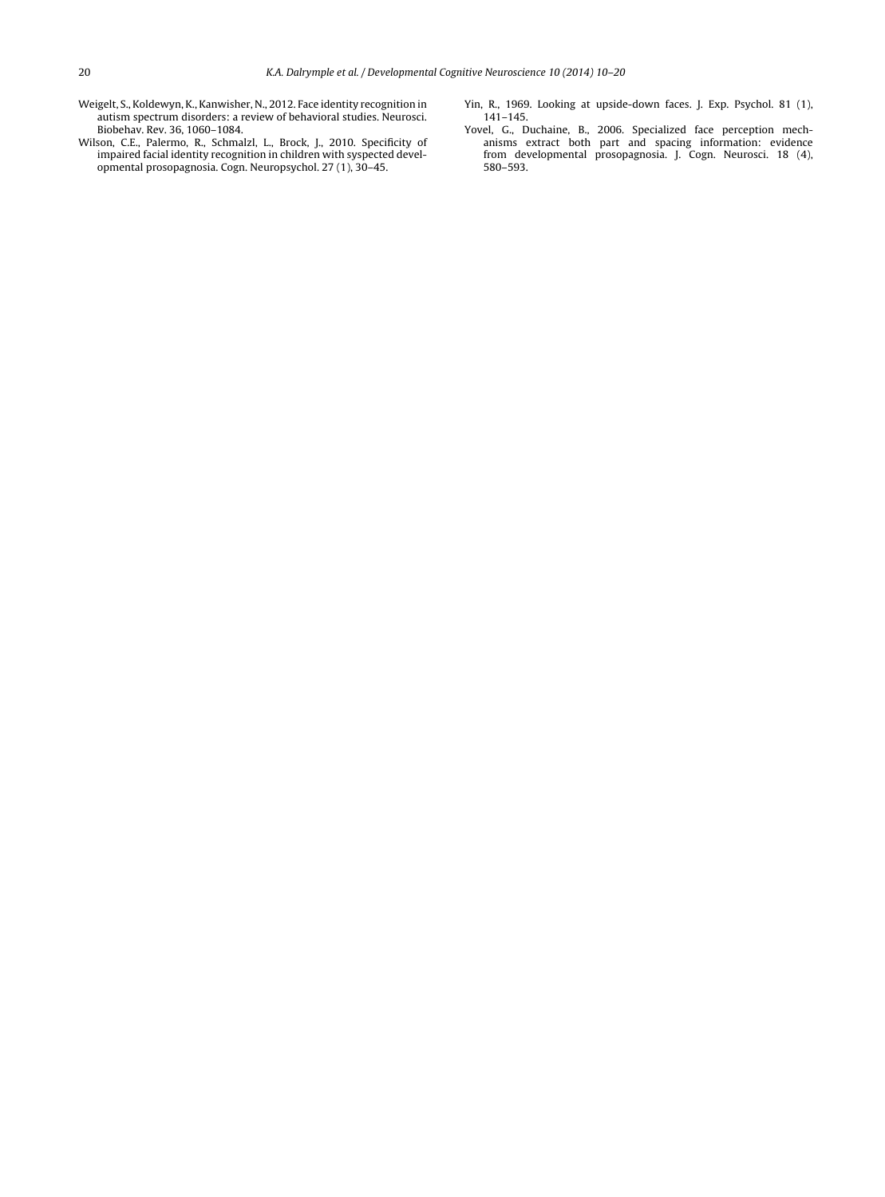Weigelt, S., Koldewyn, K., Kanwisher, N., 2012. Face identity recognition in autism spectrum disorders: a review of behavioral studies. Neurosci. Biobehav. Rev. 36, 1060–1084.

Wilson, C.E., Palermo, R., Schmalzl, L., Brock, J., 2010. Specificity of impaired facial identity recognition in children with syspected developmental prosopagnosia. Cogn. Neuropsychol. 27 (1), 30–45.

Yin, R., 1969. Looking at upside-down faces. J. Exp. Psychol. 81 (1), 141–145.

Yovel, G., Duchaine, B., 2006. Specialized face perception mechanisms extract both part and spacing information: evidence from developmental prosopagnosia. J. Cogn. Neurosci. 18 (4), 580–593.